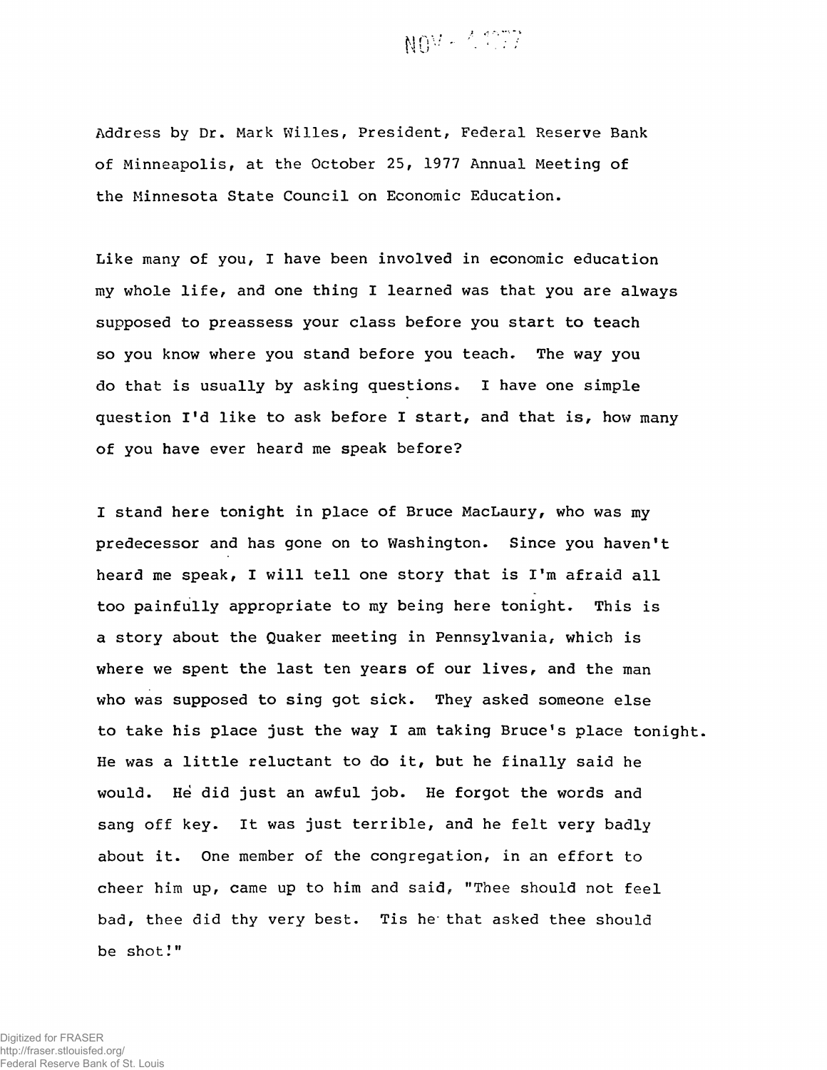NOV - 1977

Address by Dr. Mark Willes, President, Federal Reserve Bank of Minneapolis, at the October 25, 1977 Annual Meeting of the Minnesota State Council on Economic Education.

Like many of you, I have been involved in economic education my whole life, and one thing I learned was that you are always supposed to preassess your class before you start to teach so you know where you stand before you teach. The way you do that is usually by asking questions. I have one simple question I'd like to ask before I start, and that is, how many of you have ever heard me speak before?

I stand here tonight in place of Bruce MacLaury, who was my predecessor and has gone on to Washington. Since you haven't heard me speak, I will tell one story that is I'm afraid all too painfully appropriate to my being here tonight. This is a story about the Quaker meeting in Pennsylvania, which is where we spent the last ten years of our lives, and the man who was supposed to sing got sick. They asked someone else to take his place just the way I am taking Bruce's place tonight. He was a little reluctant to do it, but he finally said he would. He did just an awful job. He forgot the words and sang off key. It was just terrible, and he felt very badly about it. One member of the congregation, in an effort to cheer him up, came up to him and said, "Thee should not feel bad, thee did thy very best. Tis he that asked thee should be shot!"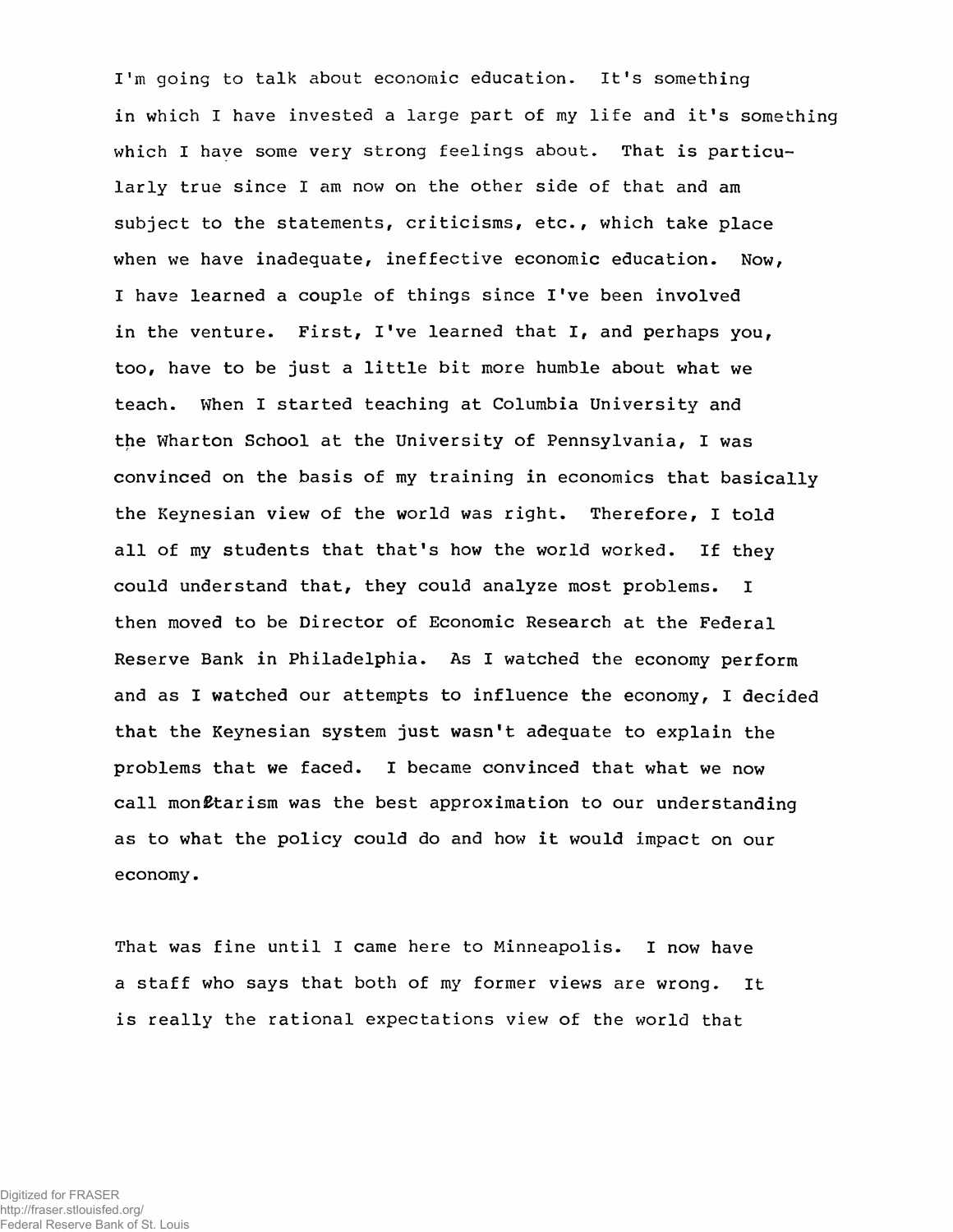I'm going to talk about economic education. It's something in which I have invested a large part of my life and it's something which I have some very strong feelings about. That is particularly true since I am now on the other side of that and am subject to the statements, criticisms, etc., which take place when we have inadequate, ineffective economic education. Now, I have learned a couple of things since I've been involved in the venture. First, I've learned that I, and perhaps you, too, have to be just a little bit more humble about what we teach. When I started teaching at Columbia University and the Wharton School at the University of Pennsylvania, I was convinced on the basis of my training in economics that basically the Keynesian view of the world was right. Therefore, I told all of my students that that's how the world worked. If they could understand that, they could analyze most problems. I then moved to be Director of Economic Research at the Federal Reserve Bank in Philadelphia. As I watched the economy perform and as I watched our attempts to influence the economy, I decided that the Keynesian system just wasn't adequate to explain the problems that we faced. I became convinced that what we now call monetarism was the best approximation to our understanding as to what the policy could do and how it would impact on our economy.

That was fine until I came here to Minneapolis. I now have a staff who says that both of my former views are wrong. It is really the rational expectations view of the world that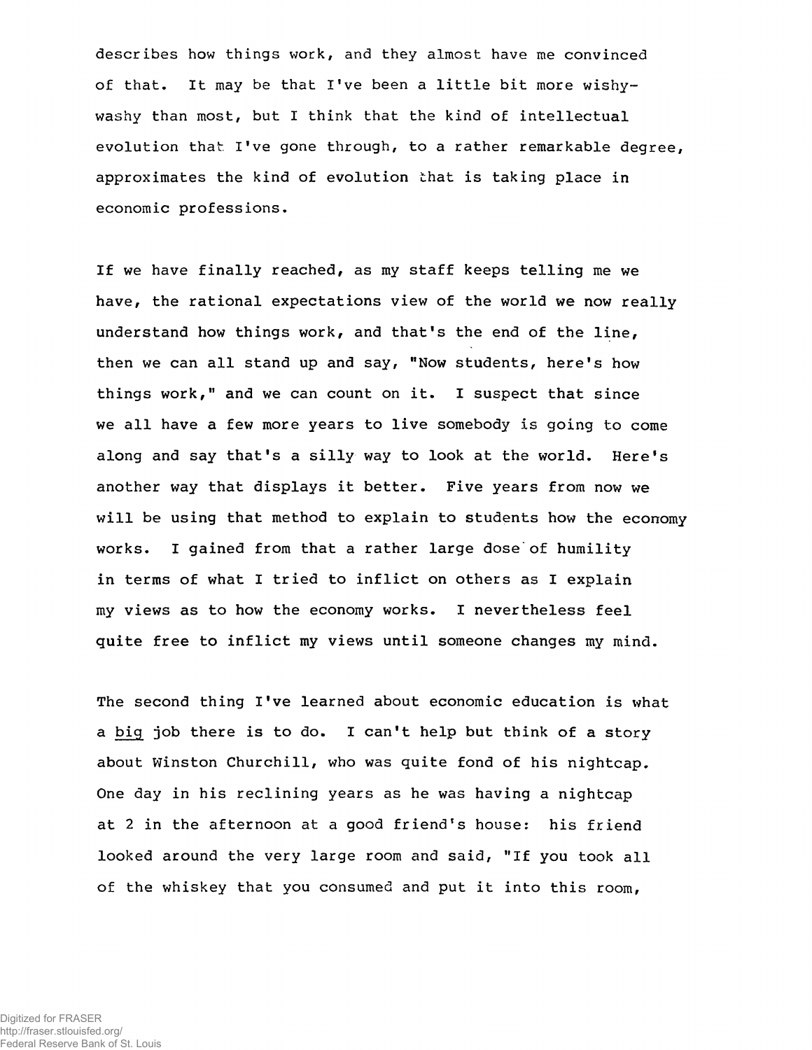describes how things work, and they almost have me convinced of that. It may be that I've been a little bit more wishy-washy than most, but I think that the kind of intellectual evolution that I've gone through, to a rather remarkable degree, approximates the kind of evolution that is taking place in economic professions.

If we have finally reached, as my staff keeps telling me we have, the rational expectations view of the world we now really understand how things work, and that's the end of the line, then we can all stand up and say, "Now students, here's how things work," and we can count on it. I suspect that since we all have a few more years to live somebody is going to come along and say that's a silly way to look at the world. Here's another way that displays it better. Five years from now we will be using that method to explain to students how the economy works. I gained from that a rather large dose of humility in terms of what I tried to inflict on others as I explain my views as to how the economy works. I nevertheless feel quite free to inflict my views until someone changes my mind.

The second thing I've learned about economic education is what a _big_ job there is to do. I can't help but think of a story about Winston Churchill, who was quite fond of his nightcap. One day in his reclining years as he was having a nightcap at 2 in the afternoon at a good friend's house: his friend looked around the very large room and said, "If you took all of the whiskey that you consumed and put it into this room,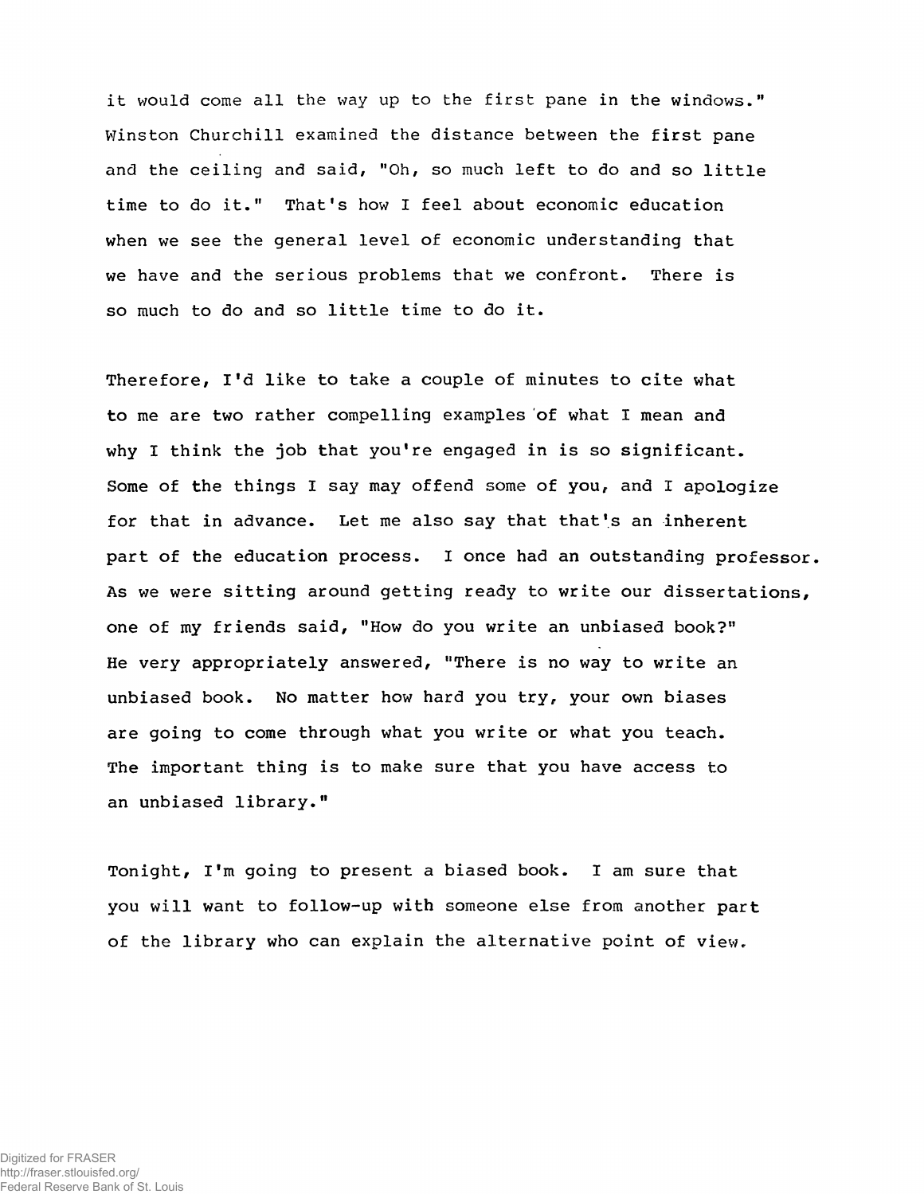it would come all the way up to the first pane in the windows." Winston Churchill examined the distance between the first pane and the ceiling and said, "Oh, so much left to do and so little time to do it." That's how I feel about economic education when we see the general level of economic understanding that we have and the serious problems that we confront. There is so much to do and so little time to do it.

Therefore, I'd like to take a couple of minutes to cite what to me are two rather compelling examples of what I mean and why I think the job that you're engaged in is so significant. Some of the things I say may offend some of you, and I apologize for that in advance. Let me also say that that's an inherent part of the education process. I once had an outstanding professor. As we were sitting around getting ready to write our dissertations, one of my friends said, "How do you write an unbiased book?" He very appropriately answered, "There is no way to write an unbiased book. No matter how hard you try, your own biases are going to come through what you write or what you teach. The important thing is to make sure that you have access to an unbiased library."

Tonight, I'm going to present a biased book. I am sure that you will want to follow-up with someone else from another part of the library who can explain the alternative point of view.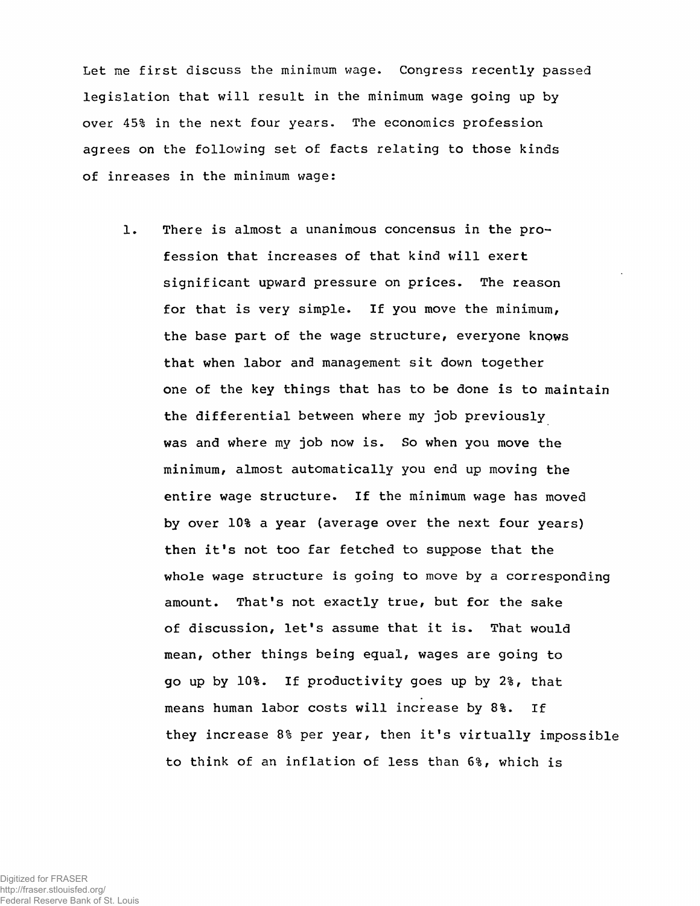Let me first discuss the minimum wage. Congress recently passed legislation that will result in the minimum wage going up by over 45% in the next four years. The economics profession agrees on the following set of facts relating to those kinds of inreases in the minimum wage:

1. There is almost a unanimous concensus in the profession that increases of that kind will exert significant upward pressure on prices. The reason for that is very simple. If you move the minimum, the base part of the wage structure, everyone knows that when labor and management sit down together one of the key things that has to be done is to maintain the differential between where my job previously was and where my job now is. So when you move the minimum, almost automatically you end up moving the entire wage structure. If the minimum wage has moved by over 10% a year (average over the next four years) then it's not too far fetched to suppose that the whole wage structure is going to move by a corresponding amount. That's not exactly true, but for the sake of discussion, let's assume that it is. That would mean, other things being equal, wages are going to go up by 10%. If productivity goes up by 2%, that means human labor costs will increase by 8%. If they increase 8% per year, then it's virtually impossible to think of an inflation of less than 6%, which is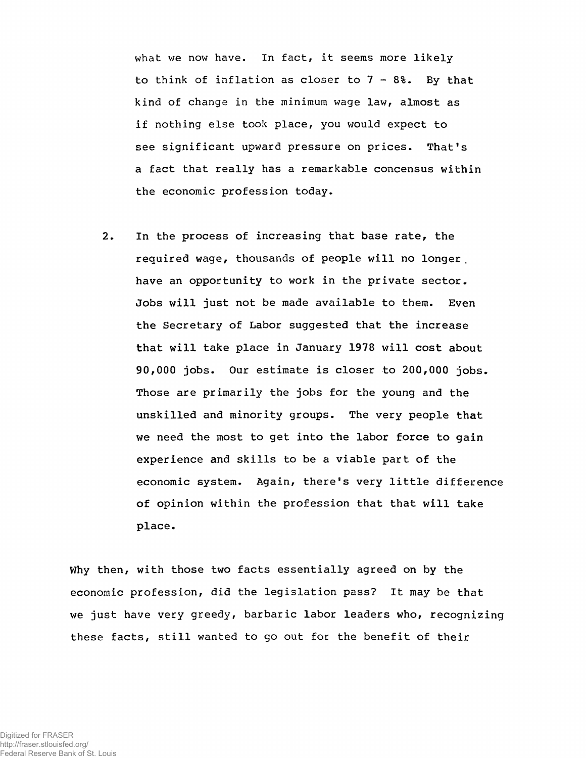what we now have. In fact, it seems more likely to think of inflation as closer to 7 - 8%. By that kind of change in the minimum wage law, almost as if nothing else took place, you would expect to see significant upward pressure on prices. That's a fact that really has a remarkable concensus within the economic profession today.

2. In the process of increasing that base rate, the required wage, thousands of people will no longer have an opportunity to work in the private sector. Jobs will just not be made available to them. Even the Secretary of Labor suggested that the increase that will take place in January 1978 will cost about 90,000 jobs. Our estimate is closer to 200,000 jobs. Those are primarily the jobs for the young and the unskilled and minority groups. The very people that we need the most to get into the labor force to gain experience and skills to be a viable part of the economic system. Again, there's very little difference of opinion within the profession that that will take place.

Why then, with those two facts essentially agreed on by the economic profession, did the legislation pass? It may be that we just have very greedy, barbaric labor leaders who, recognizing these facts, still wanted to go out for the benefit of their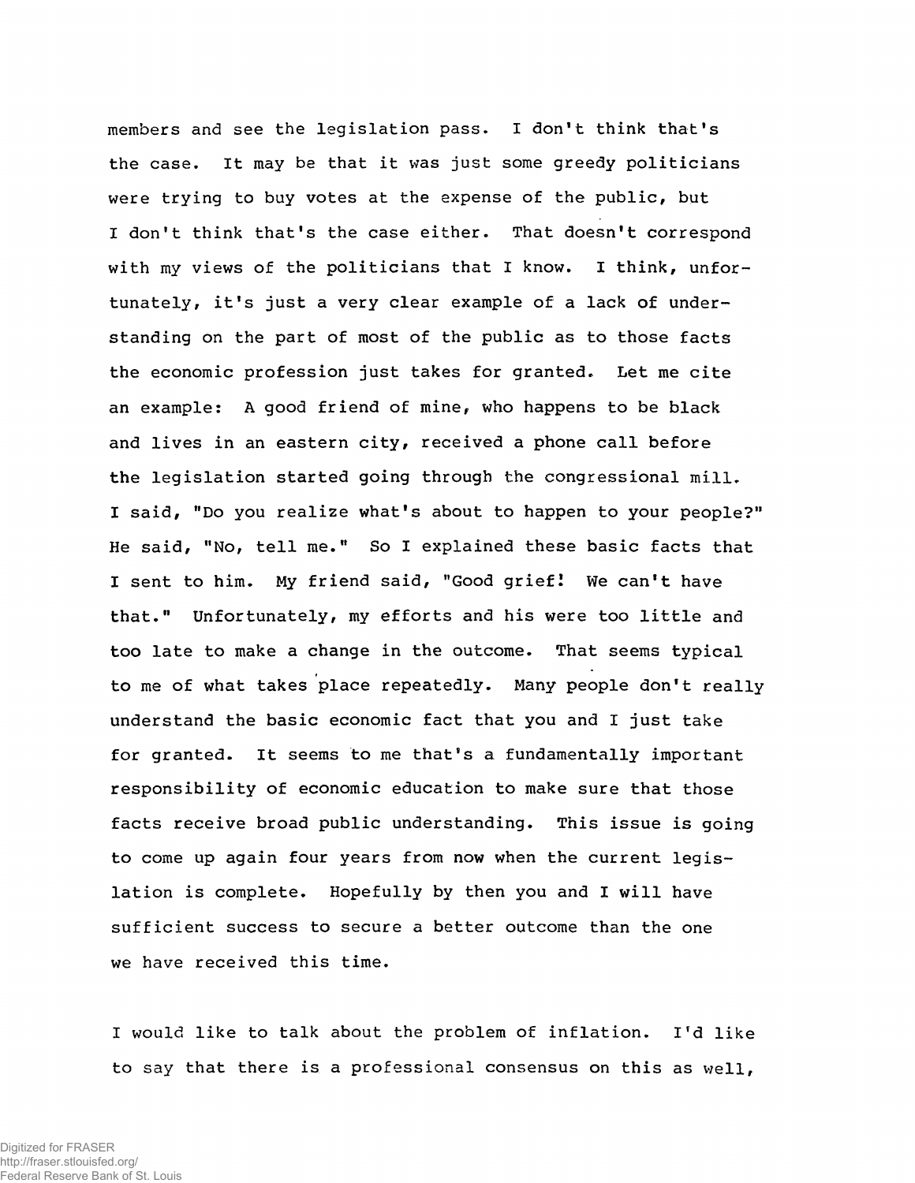members and see the legislation pass. I don't think that's the case. It may be that it was just some greedy politicians were trying to buy votes at the expense of the public, but I don't think that's the case either. That doesn't correspond with my views of the politicians that I know. I think, unfortunately, it's just a very clear example of a lack of understanding on the part of most of the public as to those facts the economic profession just takes for granted. Let me cite an example: A good friend of mine, who happens to be black and lives in an eastern city, received a phone call before the legislation started going through the congressional mill. I said, "Do you realize what's about to happen to your people?" He said, "No, tell me." So I explained these basic facts that I sent to him. My friend said, "Good grief! We can't have that." Unfortunately, my efforts and his were too little and too late to make a change in the outcome. That seems typical to me of what takes place repeatedly. Many people don't really understand the basic economic fact that you and I just take for granted. It seems to me that's a fundamentally important responsibility of economic education to make sure that those facts receive broad public understanding. This issue is going to come up again four years from now when the current legislation is complete. Hopefully by then you and I will have sufficient success to secure a better outcome than the one we have received this time.

I would like to talk about the problem of inflation. I'd like to say that there is a professional consensus on this as well,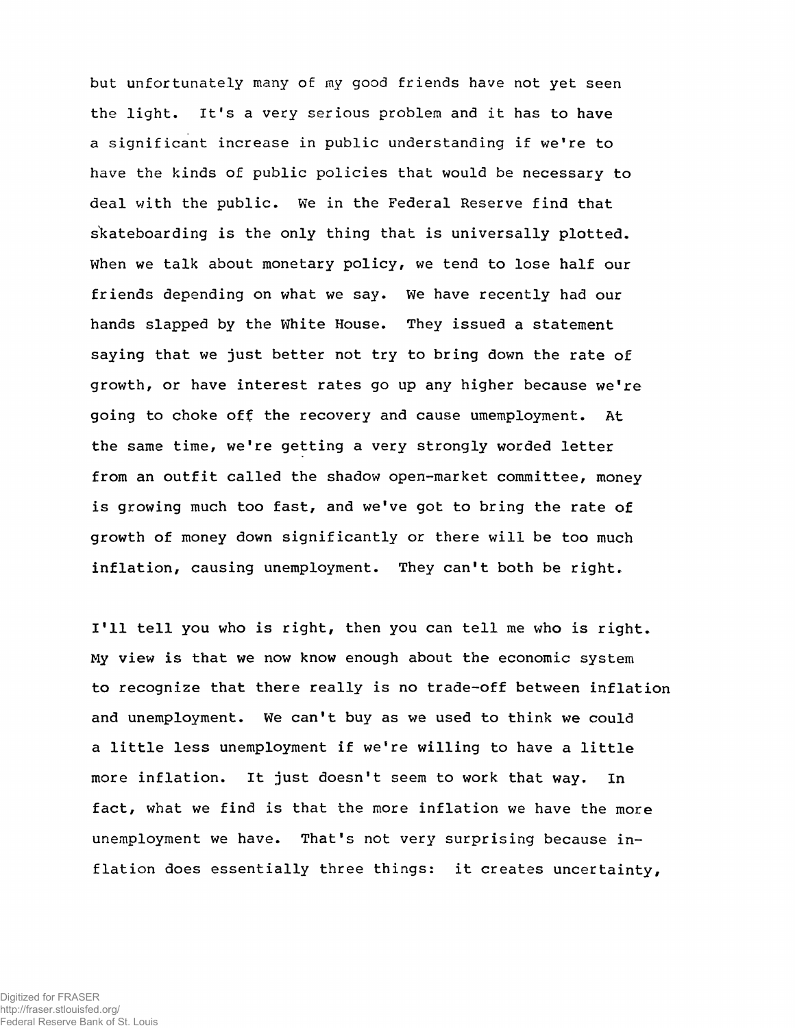but unfortunately many of my good friends have not yet seen the light. It's a very serious problem and it has to have a significant increase in public understanding if we're to have the kinds of public policies that would be necessary to deal with the public. We in the Federal Reserve find that skateboarding is the only thing that is universally plotted. When we talk about monetary policy, we tend to lose half our friends depending on what we say. We have recently had our hands slapped by the White House. They issued a statement saying that we just better not try to bring down the rate of growth, or have interest rates go up any higher because we're going to choke off the recovery and cause umemployment. At the same time, we're getting a very strongly worded letter from an outfit called the shadow open-market committee, money is growing much too fast, and we've got to bring the rate of growth of money down significantly or there will be too much inflation, causing unemployment. They can't both be right.

I'll tell you who is right, then you can tell me who is right. My view is that we now know enough about the economic system to recognize that there really is no trade-off between inflation and unemployment. We can't buy as we used to think we could a little less unemployment if we're willing to have a little more inflation. It just doesn't seem to work that way. In fact, what we find is that the more inflation we have the more unemployment we have. That's not very surprising because inflation does essentially three things: it creates uncertainty,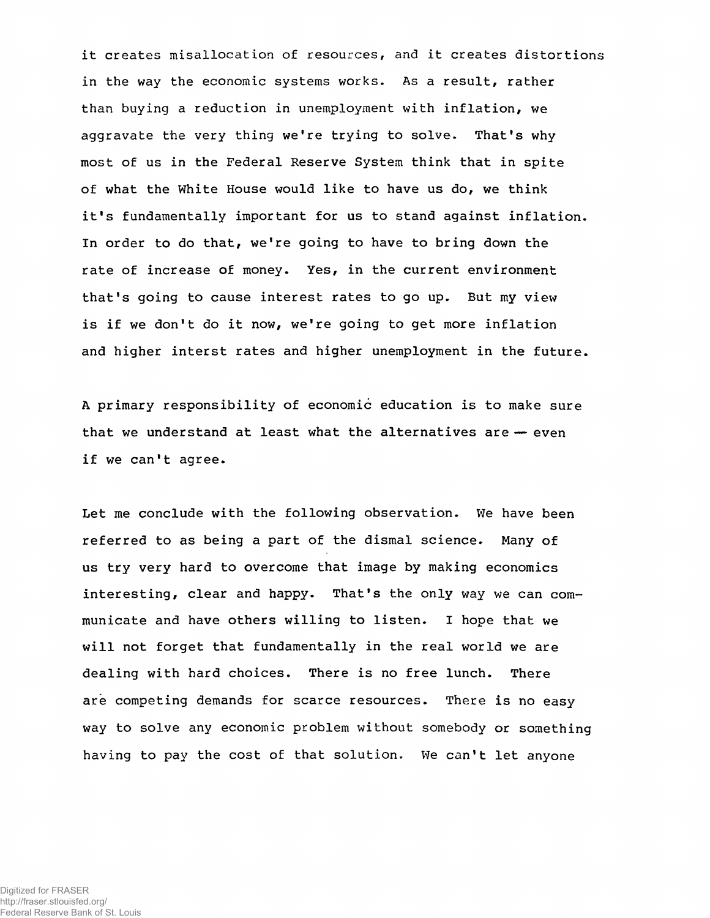it creates misallocation of resources, and it creates distortions in the way the economic systems works. As a result, rather than buying a reduction in unemployment with inflation, we aggravate the very thing we're trying to solve. That's why most of us in the Federal Reserve System think that in spite of what the White House would like to have us do, we think it's fundamentally important for us to stand against inflation. In order to do that, we're going to have to bring down the rate of increase of money. Yes, in the current environment that's going to cause interest rates to go up. But my view is if we don't do it now, we're going to get more inflation and higher interst rates and higher unemployment in the future.

A primary responsibility of economic education is to make sure that we understand at least what the alternatives are — even if we can't agree.

Let me conclude with the following observation. We have been referred to as being a part of the dismal science. Many of us try very hard to overcome that image by making economics interesting, clear and happy. That's the only way we can communicate and have others willing to listen. I hope that we will not forget that fundamentally in the real world we are dealing with hard choices. There is no free lunch. There are competing demands for scarce resources. There is no easy way to solve any economic problem without somebody or something having to pay the cost of that solution. We can't let anyone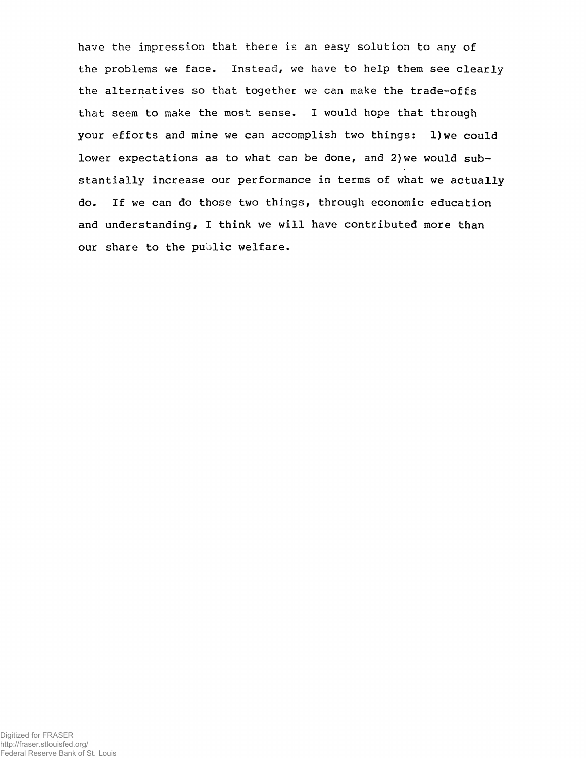have the impression that there is an easy solution to any of the problems we face. Instead, we have to help them see clearly the alternatives so that together we can make the trade-offs that seem to make the most sense. I would hope that through your efforts and mine we can accomplish two things: 1) we could lower expectations as to what can be done, and 2) we would substantially increase our performance in terms of what we actually do. If we can do those two things, through economic education and understanding, I think we will have contributed more than our share to the public welfare.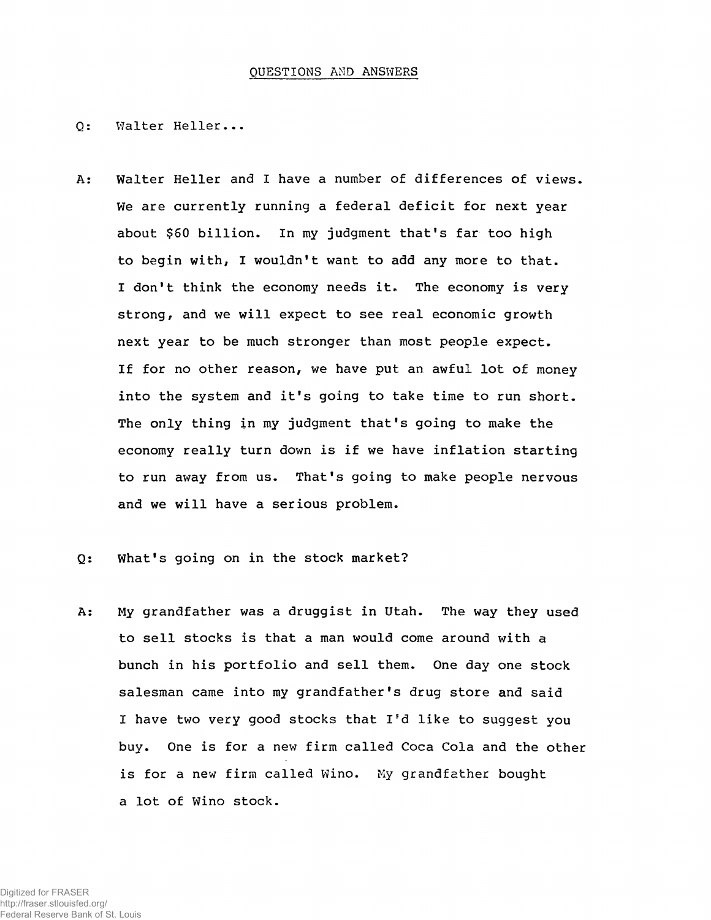## QUESTIONS AND ANSWERS

Q: Walter Heller...

A: Walter Heller and I have a number of differences of views. We are currently running a federal deficit for next year about $60 billion. In my judgment that's far too high to begin with, I wouldn't want to add any more to that. I don't think the economy needs it. The economy is very strong, and we will expect to see real economic growth next year to be much stronger than most people expect. If for no other reason, we have put an awful lot of money into the system and it's going to take time to run short. The only thing in my judgment that's going to make the economy really turn down is if we have inflation starting to run away from us. That's going to make people nervous and we will have a serious problem.

Q: What's going on in the stock market?

A: My grandfather was a druggist in Utah. The way they used to sell stocks is that a man would come around with a bunch in his portfolio and sell them. One day one stock salesman came into my grandfather's drug store and said I have two very good stocks that I'd like to suggest you buy. One is for a new firm called Coca Cola and the other is for a new firm called Wino. My grandfather bought a lot of Wino stock.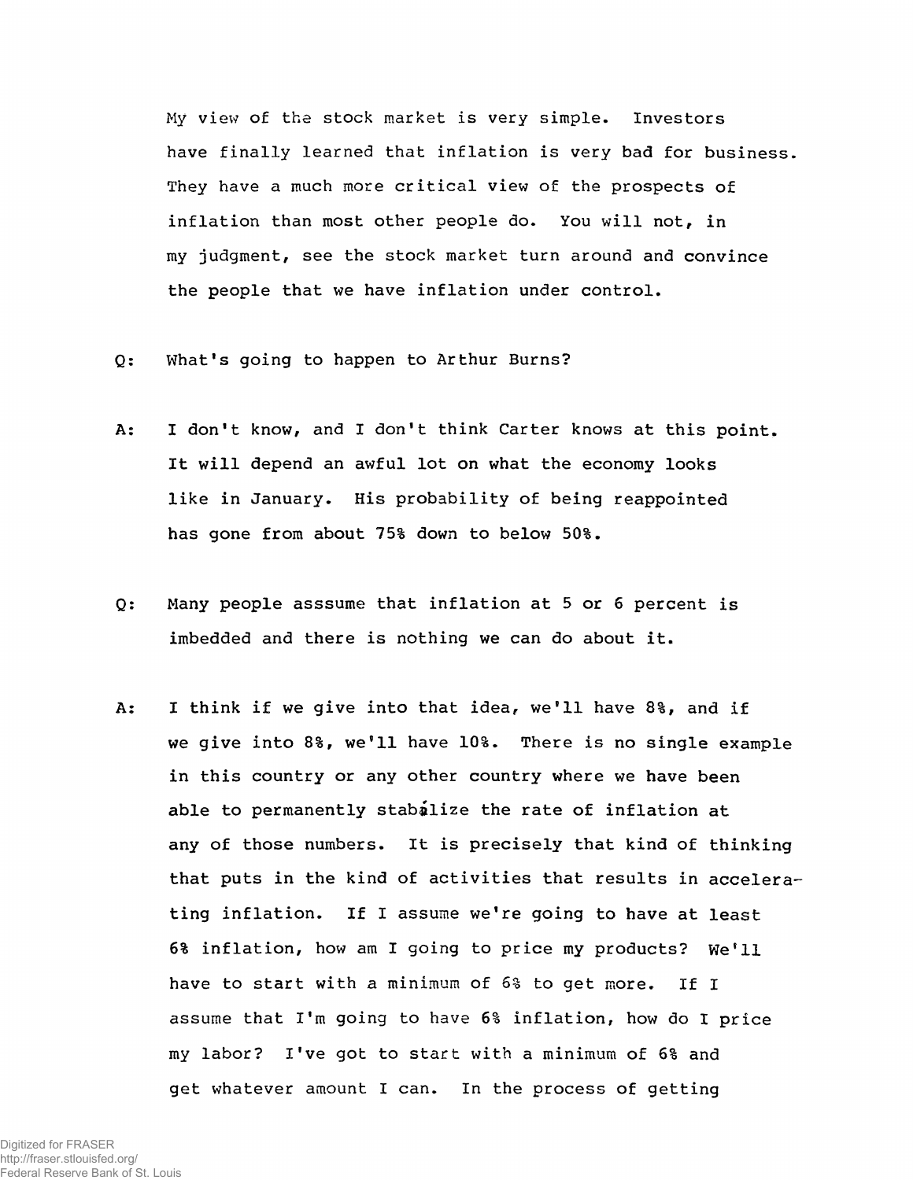My view of the stock market is very simple. Investors have finally learned that inflation is very bad for business. They have a much more critical view of the prospects of inflation than most other people do. You will not, in my judgment, see the stock market turn around and convince the people that we have inflation under control.

Q: What's going to happen to Arthur Burns?

A: I don't know, and I don't think Carter knows at this point. It will depend an awful lot on what the economy looks like in January. His probability of being reappointed has gone from about 75% down to below 50%.

Q: Many people asssume that inflation at 5 or 6 percent is imbedded and there is nothing we can do about it.

A: I think if we give into that idea, we'll have 8%, and if we give into 8%, we'll have 10%. There is no single example in this country or any other country where we have been able to permanently stabilize the rate of inflation at any of those numbers. It is precisely that kind of thinking that puts in the kind of activities that results in accelerating inflation. If I assume we're going to have at least 6% inflation, how am I going to price my products? We'll have to start with a minimum of 6% to get more. If I assume that I'm going to have 6% inflation, how do I price my labor? I've got to start with a minimum of 6% and get whatever amount I can. In the process of getting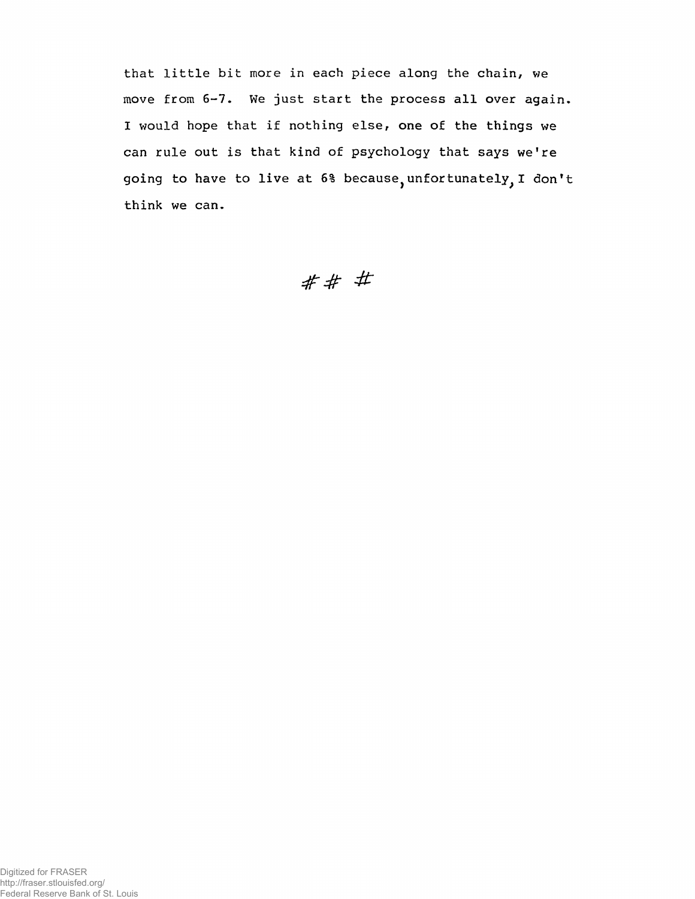that little bit more in each piece along the chain, we move from 6-7. We just start the process all over again. I would hope that if nothing else, one of the things we can rule out is that kind of psychology that says we're going to have to live at 6% because, unfortunately, I don't think we can.

# # #